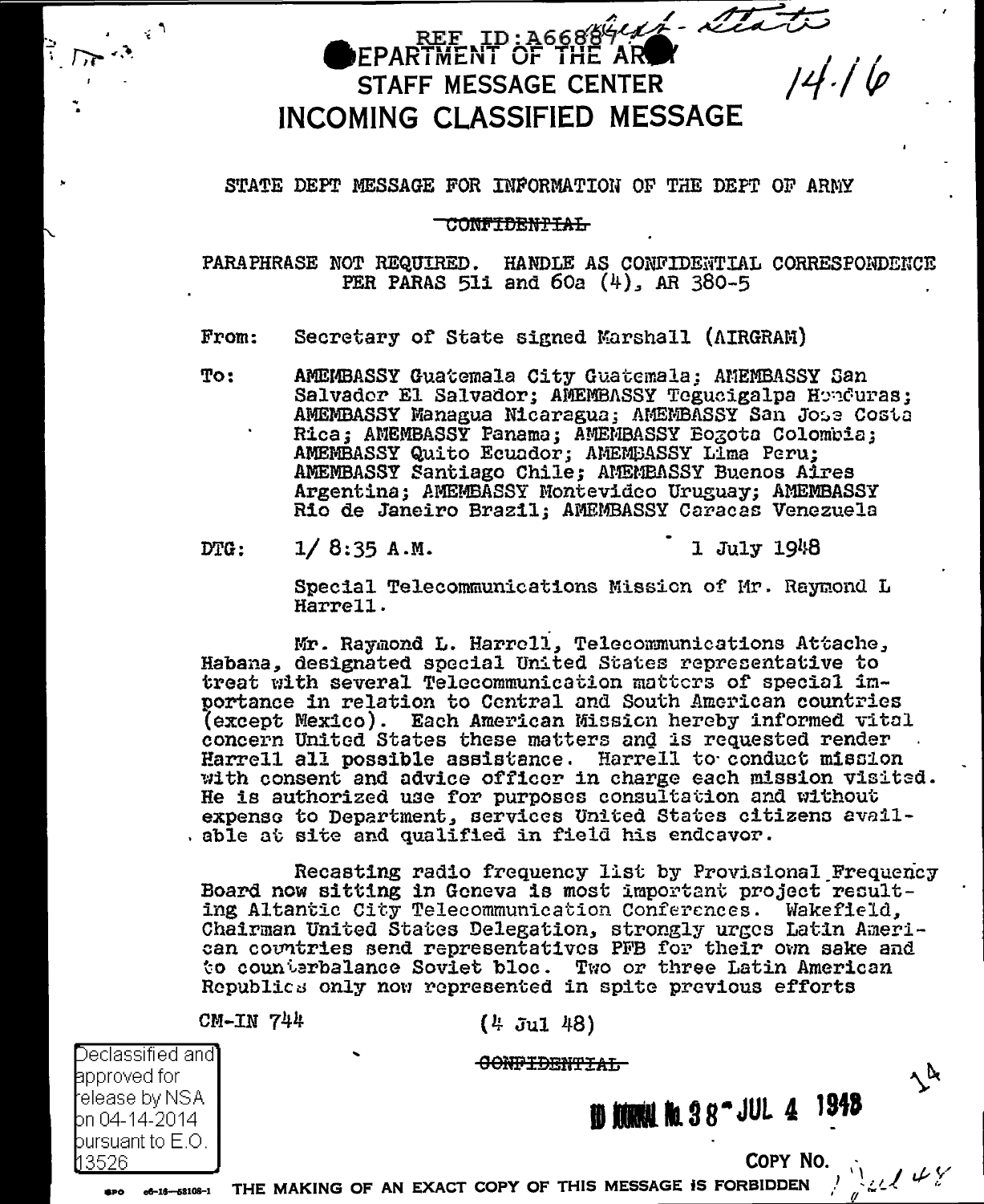REF ID:A66887 Army - State

14.16

# DEPARTMENT OF THE ARMY
## STAFF MESSAGE CENTER
## INCOMING CLASSIFIED MESSAGE

STATE DEPT MESSAGE FOR INFORMATION OF THE DEPT OF ARMY

~~CONFIDENTIAL~~

PARAPHRASE NOT REQUIRED. HANDLE AS CONFIDENTIAL CORRESPONDENCE PER PARAS 51i and 60a (4), AR 380-5

From: Secretary of State signed Marshall (AIRGRAM)

To: AMEMBASSY Guatemala City Guatemala; AMEMBASSY San Salvador El Salvador; AMEMBASSY Tegucigalpa Honduras; AMEMBASSY Managua Nicaragua; AMEMBASSY San Jose Costa Rica; AMEMBASSY Panama; AMEMBASSY Bogota Colombia; AMEMBASSY Quito Ecuador; AMEMBASSY Lima Peru; AMEMBASSY Santiago Chile; AMEMBASSY Buenos Aires Argentina; AMEMBASSY Montevideo Uruguay; AMEMBASSY Rio de Janeiro Brazil; AMEMBASSY Caracas Venezuela

DTG: 1/ 8:35 A.M. 1 July 1948

Special Telecommunications Mission of Mr. Raymond L Harrell.

Mr. Raymond L. Harrell, Telecommunications Attache, Habana, designated special United States representative to treat with several Telecommunication matters of special importance in relation to Central and South American countries (except Mexico). Each American Mission hereby informed vital concern United States these matters and is requested render Harrell all possible assistance. Harrell to conduct mission with consent and advice officer in charge each mission visited. He is authorized use for purposes consultation and without expense to Department, services United States citizens available at site and qualified in field his endeavor.

Recasting radio frequency list by Provisional Frequency Board now sitting in Geneva is most important project resulting Altantic City Telecommunication Conferences. Wakefield, Chairman United States Delegation, strongly urges Latin American countries send representatives PFB for their own sake and to counterbalance Soviet bloc. Two or three Latin American Republics only now represented in spite previous efforts

CM-IN 744 (4 Jul 48)

~~CONFIDENTIAL~~

14

ID JOURNAL No. 38 - JUL 4 1948

COPY NO.

Declassified and approved for release by NSA on 04-14-2014 pursuant to E.O. 13526

THE MAKING OF AN EXACT COPY OF THIS MESSAGE IS FORBIDDEN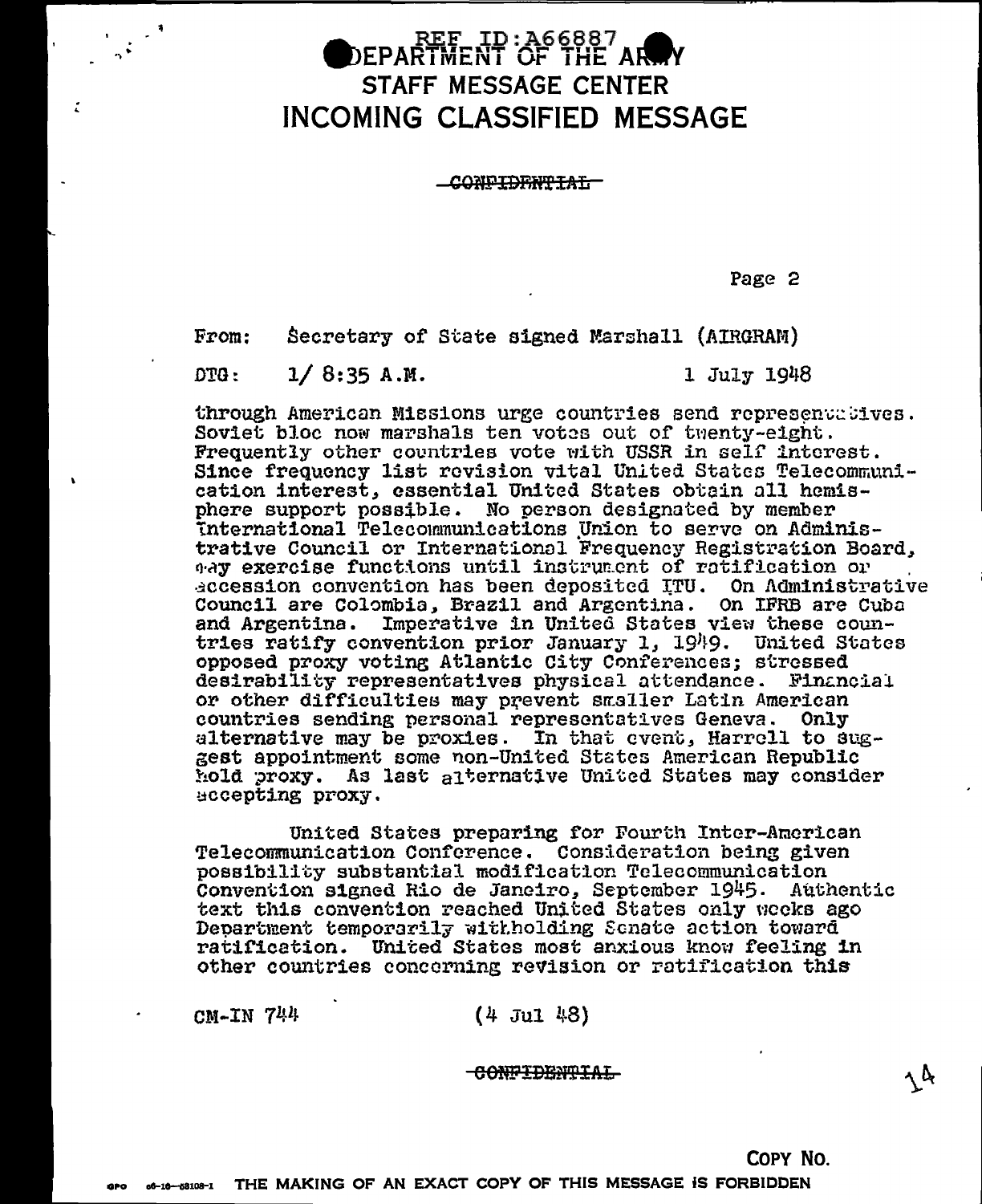REF ID:A66887

# DEPARTMENT OF THE ARMY
# STAFF MESSAGE CENTER
# INCOMING CLASSIFIED MESSAGE

~~CONFIDENTIAL~~

Page 2

From: Secretary of State signed Marshall (AIRGRAM)

DTG: 1/ 8:35 A.M. 1 July 1948

through American Missions urge countries send representatives. Soviet bloc now marshals ten votes out of twenty-eight. Frequently other countries vote with USSR in self interest. Since frequency list revision vital United States Telecommunication interest, essential United States obtain all hemisphere support possible. No person designated by member International Telecommunications Union to serve on Administrative Council or International Frequency Registration Board, may exercise functions until instrument of ratification or accession convention has been deposited ITU. On Administrative Council are Colombia, Brazil and Argentina. On IFRB are Cuba and Argentina. Imperative in United States view these countries ratify convention prior January 1, 1949. United States opposed proxy voting Atlantic City Conferences; stressed desirability representatives physical attendance. Financial or other difficulties may prevent smaller Latin American countries sending personal representatives Geneva. Only alternative may be proxies. In that event, Harrell to suggest appointment some non-United States American Republic hold proxy. As last alternative United States may consider accepting proxy.

United States preparing for Fourth Inter-American Telecommunication Conference. Consideration being given possibility substantial modification Telecommunication Convention signed Rio de Janeiro, September 1945. Authentic text this convention reached United States only weeks ago Department temporarily withholding Senate action toward ratification. United States most anxious know feeling in other countries concerning revision or ratification this

CM-IN 744 (4 Jul 48)

~~CONFIDENTIAL~~

COPY NO.

THE MAKING OF AN EXACT COPY OF THIS MESSAGE IS FORBIDDEN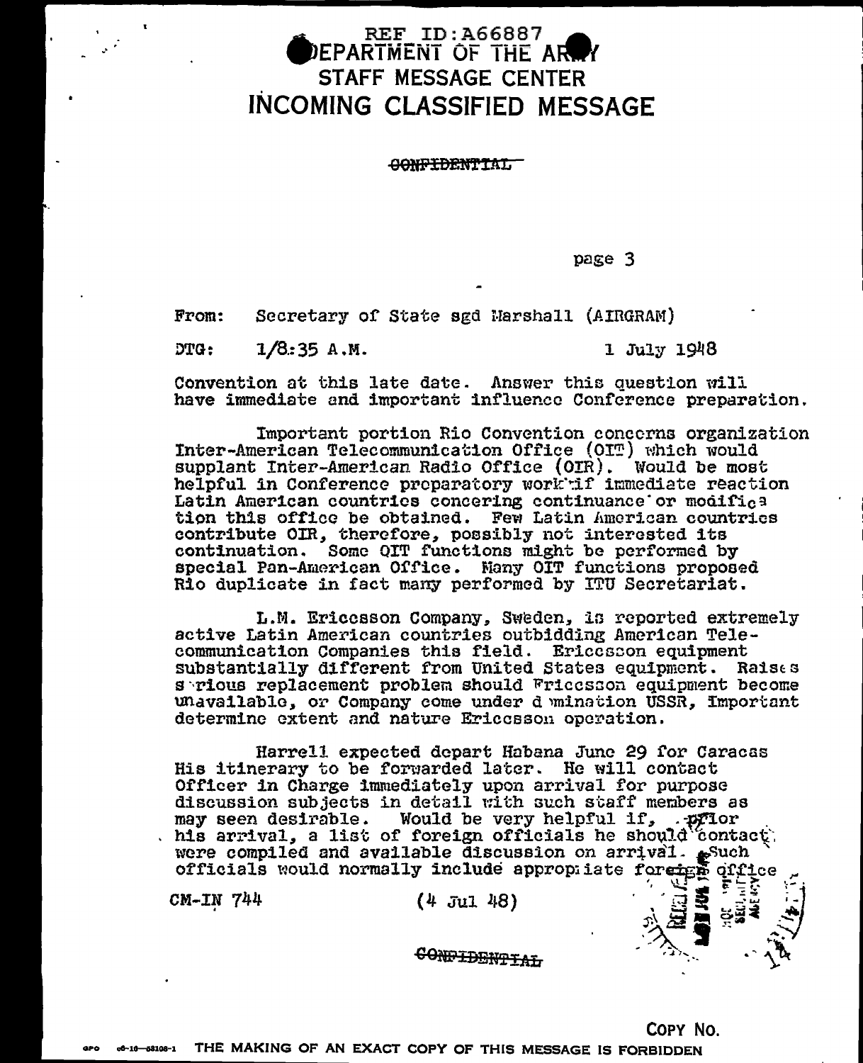REF ID:A66887

# DEPARTMENT OF THE ARMY
# STAFF MESSAGE CENTER
# INCOMING CLASSIFIED MESSAGE

~~CONFIDENTIAL~~

page 3

From: Secretary of State sgd Marshall (AIRGRAM)

DTG: 1/8:35 A.M. 1 July 1948

Convention at this late date. Answer this question will have immediate and important influence Conference preparation.

Important portion Rio Convention concerns organization Inter-American Telecommunication Office (OIT) which would supplant Inter-American Radio Office (OIR). Would be most helpful in Conference preparatory work if immediate reaction Latin American countries concering continuance or modification this office be obtained. Few Latin American countries contribute OIR, therefore, possibly not interested its continuation. Some OIT functions might be performed by special Pan-American Office. Many OIT functions proposed Rio duplicate in fact many performed by ITU Secretariat.

L.M. Ericcsson Company, Sweden, is reported extremely active Latin American countries outbidding American Telecommunication Companies this field. Ericcsson equipment substantially different from United States equipment. Raises serious replacement problem should Ericcsson equipment become unavailable, or Company come under domination USSR, Important determine extent and nature Ericcsson operation.

Harrell expected depart Habana June 29 for Caracas His itinerary to be forwarded later. He will contact Officer in Charge immediately upon arrival for purpose discussion subjects in detail with such staff members as may seen desirable. Would be very helpful if, prior his arrival, a list of foreign officials he should contact were compiled and available discussion on arrival. Such officials would normally include appropriate foreign office

CM-IN 744 (4 Jul 48)

~~CONFIDENTIAL~~

COPY NO.

THE MAKING OF AN EXACT COPY OF THIS MESSAGE IS FORBIDDEN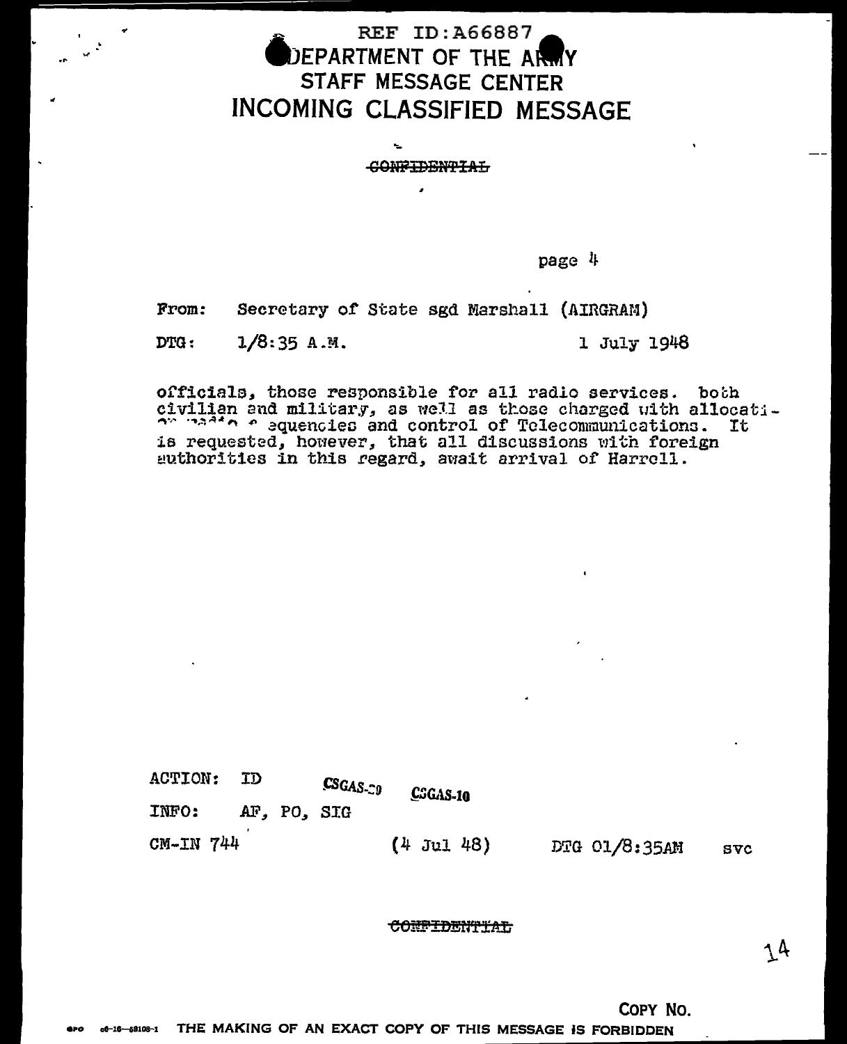REF ID:A66887

# DEPARTMENT OF THE ARMY
## STAFF MESSAGE CENTER
# INCOMING CLASSIFIED MESSAGE

~~CONFIDENTIAL~~

page 4

From: Secretary of State sgd Marshall (AIRGRAM)

DTG: 1/8:35 A.M. 1 July 1948

officials, those responsible for all radio services. both civilian and military, as well as those charged with allocation radio frequencies and control of Telecommunications. It is requested, however, that all discussions with foreign authorities in this regard, await arrival of Harrell.

ACTION: ID CSGAS-20 CSGAS-10

INFO: AF, PO, SIG

CM-IN 744 (4 Jul 48) DTG 01/8:35AM svc

~~CONFIDENTIAL~~

14

COPY NO.

THE MAKING OF AN EXACT COPY OF THIS MESSAGE IS FORBIDDEN